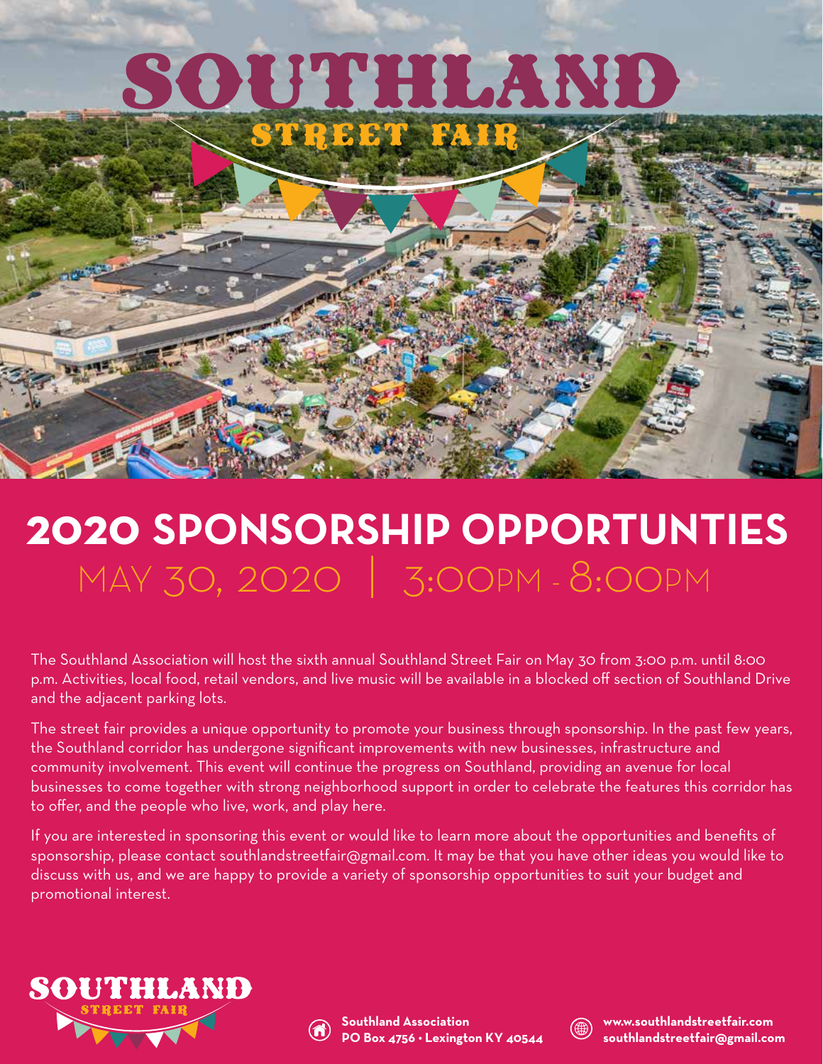# SOUTHLAND STREET FAIR

## 2020 SPONSORSHIP OPPORTUNTIES

MAY 30, 2020 | 3:00PM - 8:00PM

The Southland Association will host the sixth annual Southland Street Fair on May 30 from 3:00 p.m. until 8:00 p.m. Activities, local food, retail vendors, and live music will be available in a blocked off section of Southland Drive and the adjacent parking lots.

The street fair provides a unique opportunity to promote your business through sponsorship. In the past few years, the Southland corridor has undergone significant improvements with new businesses, infrastructure and community involvement. This event will continue the progress on Southland, providing an avenue for local businesses to come together with strong neighborhood support in order to celebrate the features this corridor has to offer, and the people who live, work, and play here.

If you are interested in sponsoring this event or would like to learn more about the opportunities and benefits of sponsorship, please contact southlandstreetfair@gmail.com. It may be that you have other ideas you would like to discuss with us, and we are happy to provide a variety of sponsorship opportunities to suit your budget and promotional interest.

SOUTHLAND STREET FAIR

**Southland Association**
**PO Box 4756 • Lexington KY 40544**

**ww.w.southlandstreetfair.com**
**southlandstreetfair@gmail.com**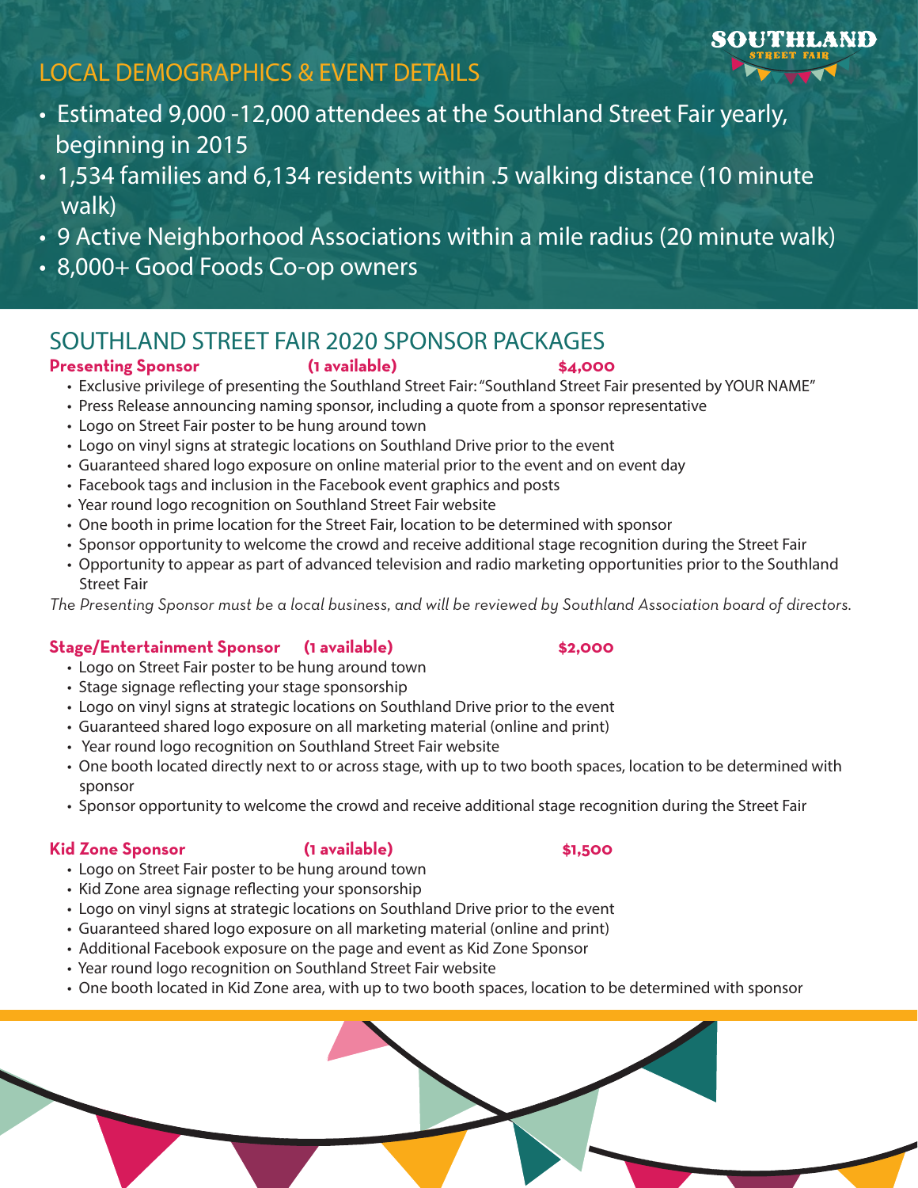## LOCAL DEMOGRAPHICS & EVENT DETAILS

- Estimated 9,000 -12,000 attendees at the Southland Street Fair yearly, beginning in 2015
- 1,534 families and 6,134 residents within .5 walking distance (10 minute walk)
- 9 Active Neighborhood Associations within a mile radius (20 minute walk)
- 8,000+ Good Foods Co-op owners

## SOUTHLAND STREET FAIR 2020 SPONSOR PACKAGES

### Presenting Sponsor (1 available) $4,000

- Exclusive privilege of presenting the Southland Street Fair: "Southland Street Fair presented by YOUR NAME"
- Press Release announcing naming sponsor, including a quote from a sponsor representative
- Logo on Street Fair poster to be hung around town
- Logo on vinyl signs at strategic locations on Southland Drive prior to the event
- Guaranteed shared logo exposure on online material prior to the event and on event day
- Facebook tags and inclusion in the Facebook event graphics and posts
- Year round logo recognition on Southland Street Fair website
- One booth in prime location for the Street Fair, location to be determined with sponsor
- Sponsor opportunity to welcome the crowd and receive additional stage recognition during the Street Fair
- Opportunity to appear as part of advanced television and radio marketing opportunities prior to the Southland Street Fair

*The Presenting Sponsor must be a local business, and will be reviewed by Southland Association board of directors.*

### Stage/Entertainment Sponsor (1 available) $2,000

- Logo on Street Fair poster to be hung around town
- Stage signage reflecting your stage sponsorship
- Logo on vinyl signs at strategic locations on Southland Drive prior to the event
- Guaranteed shared logo exposure on all marketing material (online and print)
- Year round logo recognition on Southland Street Fair website
- One booth located directly next to or across stage, with up to two booth spaces, location to be determined with sponsor
- Sponsor opportunity to welcome the crowd and receive additional stage recognition during the Street Fair

### Kid Zone Sponsor (1 available) $1,500

- Logo on Street Fair poster to be hung around town
- Kid Zone area signage reflecting your sponsorship
- Logo on vinyl signs at strategic locations on Southland Drive prior to the event
- Guaranteed shared logo exposure on all marketing material (online and print)
- Additional Facebook exposure on the page and event as Kid Zone Sponsor
- Year round logo recognition on Southland Street Fair website
- One booth located in Kid Zone area, with up to two booth spaces, location to be determined with sponsor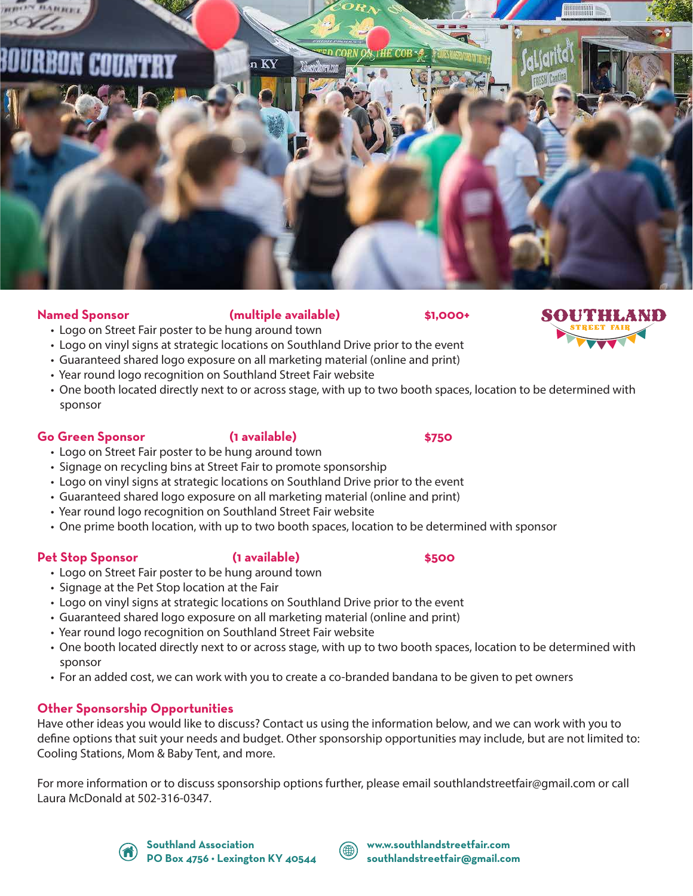### Named Sponsor (multiple available) $1,000+

- Logo on Street Fair poster to be hung around town
- Logo on vinyl signs at strategic locations on Southland Drive prior to the event
- Guaranteed shared logo exposure on all marketing material (online and print)
- Year round logo recognition on Southland Street Fair website
- One booth located directly next to or across stage, with up to two booth spaces, location to be determined with sponsor

### Go Green Sponsor (1 available) $750

- Logo on Street Fair poster to be hung around town
- Signage on recycling bins at Street Fair to promote sponsorship
- Logo on vinyl signs at strategic locations on Southland Drive prior to the event
- Guaranteed shared logo exposure on all marketing material (online and print)
- Year round logo recognition on Southland Street Fair website
- One prime booth location, with up to two booth spaces, location to be determined with sponsor

### Pet Stop Sponsor (1 available) $500

- Logo on Street Fair poster to be hung around town
- Signage at the Pet Stop location at the Fair
- Logo on vinyl signs at strategic locations on Southland Drive prior to the event
- Guaranteed shared logo exposure on all marketing material (online and print)
- Year round logo recognition on Southland Street Fair website
- One booth located directly next to or across stage, with up to two booth spaces, location to be determined with sponsor
- For an added cost, we can work with you to create a co-branded bandana to be given to pet owners

### Other Sponsorship Opportunities

Have other ideas you would like to discuss? Contact us using the information below, and we can work with you to define options that suit your needs and budget. Other sponsorship opportunities may include, but are not limited to: Cooling Stations, Mom & Baby Tent, and more.

For more information or to discuss sponsorship options further, please email southlandstreetfair@gmail.com or call Laura McDonald at 502-316-0347.

**Southland Association**
**PO Box 4756 • Lexington KY 40544**

**www.w.southlandstreetfair.com**
**southlandstreetfair@gmail.com**